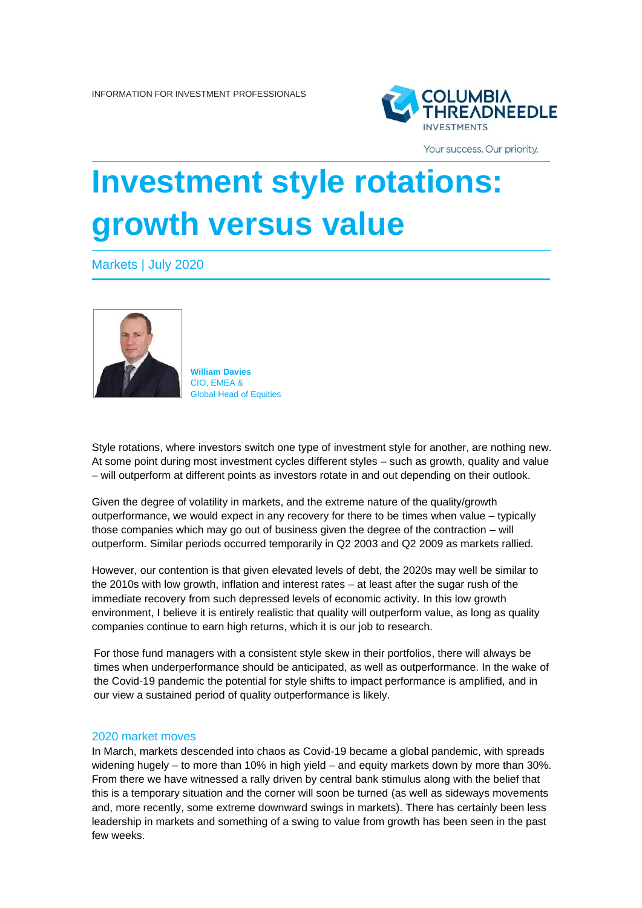INFORMATION FOR INVESTMENT PROFESSIONALS

# Investment style rotations: growth versus value

Markets | July 2020

**William Davies**
CIO, EMEA &
Global Head of Equities

Style rotations, where investors switch one type of investment style for another, are nothing new. At some point during most investment cycles different styles – such as growth, quality and value – will outperform at different points as investors rotate in and out depending on their outlook.

Given the degree of volatility in markets, and the extreme nature of the quality/growth outperformance, we would expect in any recovery for there to be times when value – typically those companies which may go out of business given the degree of the contraction – will outperform. Similar periods occurred temporarily in Q2 2003 and Q2 2009 as markets rallied.

However, our contention is that given elevated levels of debt, the 2020s may well be similar to the 2010s with low growth, inflation and interest rates – at least after the sugar rush of the immediate recovery from such depressed levels of economic activity. In this low growth environment, I believe it is entirely realistic that quality will outperform value, as long as quality companies continue to earn high returns, which it is our job to research.

For those fund managers with a consistent style skew in their portfolios, there will always be times when underperformance should be anticipated, as well as outperformance. In the wake of the Covid-19 pandemic the potential for style shifts to impact performance is amplified, and in our view a sustained period of quality outperformance is likely.

## 2020 market moves

In March, markets descended into chaos as Covid-19 became a global pandemic, with spreads widening hugely – to more than 10% in high yield – and equity markets down by more than 30%. From there we have witnessed a rally driven by central bank stimulus along with the belief that this is a temporary situation and the corner will soon be turned (as well as sideways movements and, more recently, some extreme downward swings in markets). There has certainly been less leadership in markets and something of a swing to value from growth has been seen in the past few weeks.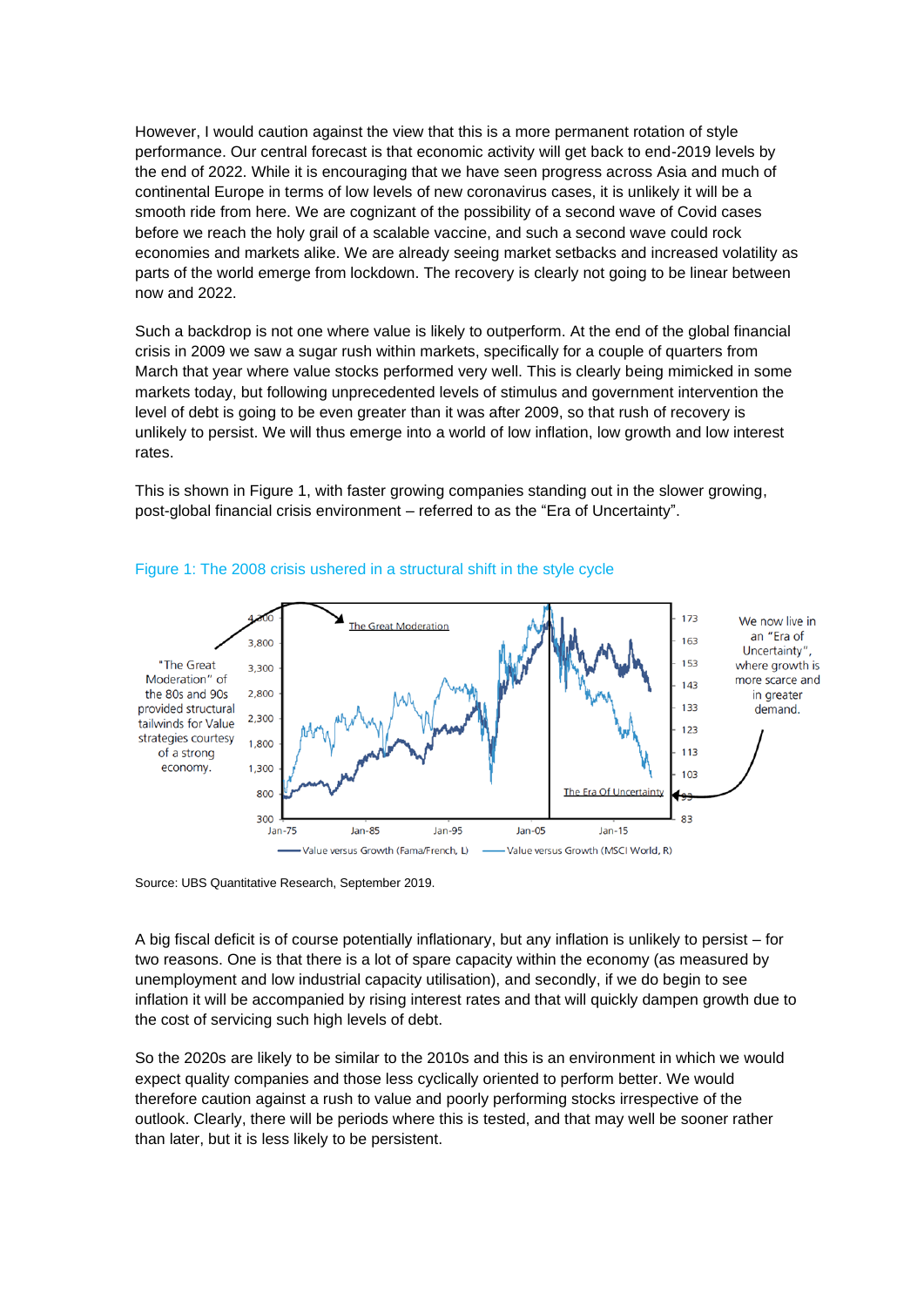However, I would caution against the view that this is a more permanent rotation of style performance. Our central forecast is that economic activity will get back to end-2019 levels by the end of 2022. While it is encouraging that we have seen progress across Asia and much of continental Europe in terms of low levels of new coronavirus cases, it is unlikely it will be a smooth ride from here. We are cognizant of the possibility of a second wave of Covid cases before we reach the holy grail of a scalable vaccine, and such a second wave could rock economies and markets alike. We are already seeing market setbacks and increased volatility as parts of the world emerge from lockdown. The recovery is clearly not going to be linear between now and 2022.

Such a backdrop is not one where value is likely to outperform. At the end of the global financial crisis in 2009 we saw a sugar rush within markets, specifically for a couple of quarters from March that year where value stocks performed very well. This is clearly being mimicked in some markets today, but following unprecedented levels of stimulus and government intervention the level of debt is going to be even greater than it was after 2009, so that rush of recovery is unlikely to persist. We will thus emerge into a world of low inflation, low growth and low interest rates.

This is shown in Figure 1, with faster growing companies standing out in the slower growing, post-global financial crisis environment – referred to as the "Era of Uncertainty".

Figure 1: The 2008 crisis ushered in a structural shift in the style cycle

"The Great Moderation" of the 80s and 90s provided structural tailwinds for Value strategies courtesy of a strong economy.

We now live in an "Era of Uncertainty", where growth is more scarce and in greater demand.

Source: UBS Quantitative Research, September 2019.

A big fiscal deficit is of course potentially inflationary, but any inflation is unlikely to persist – for two reasons. One is that there is a lot of spare capacity within the economy (as measured by unemployment and low industrial capacity utilisation), and secondly, if we do begin to see inflation it will be accompanied by rising interest rates and that will quickly dampen growth due to the cost of servicing such high levels of debt.

So the 2020s are likely to be similar to the 2010s and this is an environment in which we would expect quality companies and those less cyclically oriented to perform better. We would therefore caution against a rush to value and poorly performing stocks irrespective of the outlook. Clearly, there will be periods where this is tested, and that may well be sooner rather than later, but it is less likely to be persistent.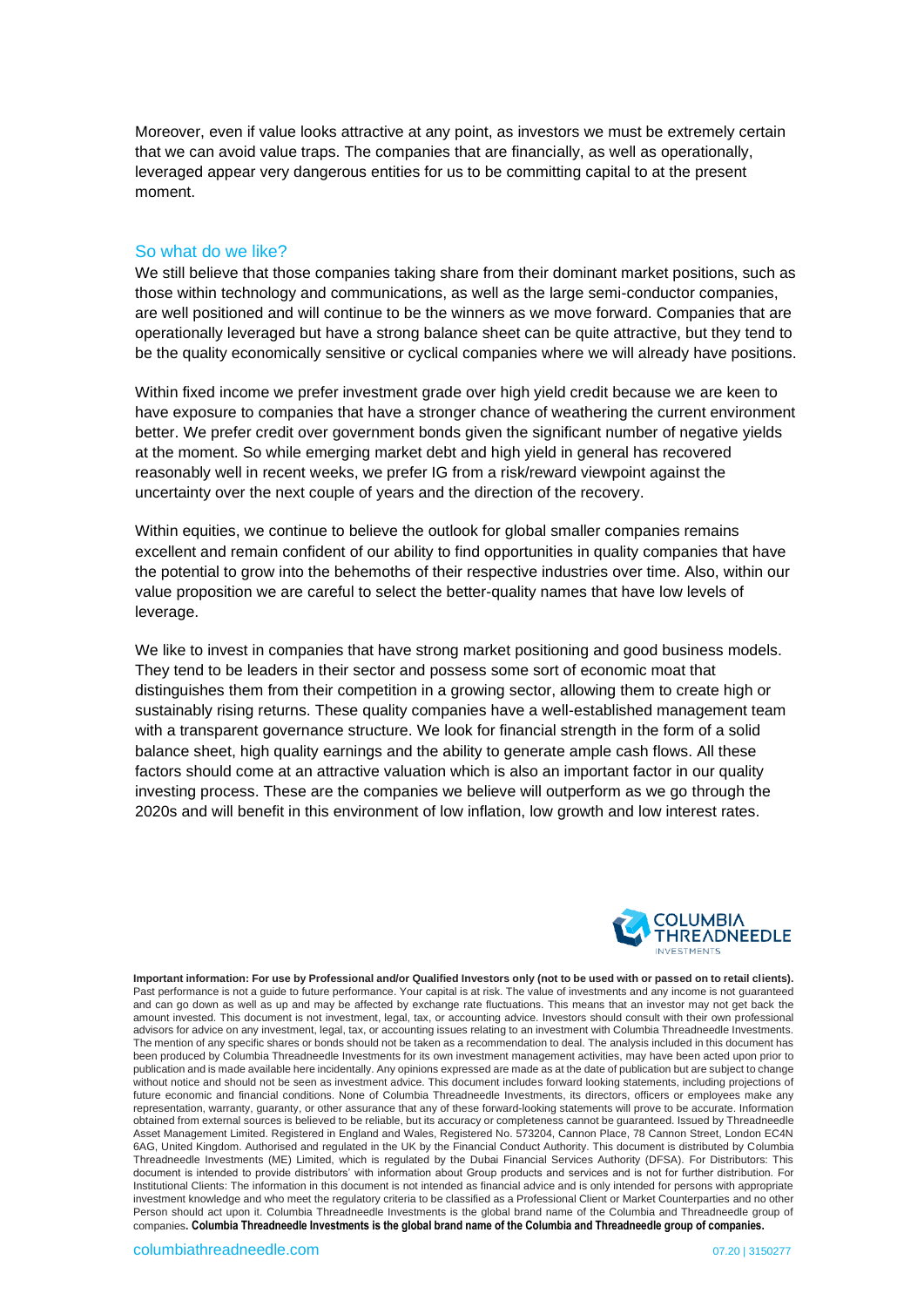Moreover, even if value looks attractive at any point, as investors we must be extremely certain that we can avoid value traps. The companies that are financially, as well as operationally, leveraged appear very dangerous entities for us to be committing capital to at the present moment.

## So what do we like?

We still believe that those companies taking share from their dominant market positions, such as those within technology and communications, as well as the large semi-conductor companies, are well positioned and will continue to be the winners as we move forward. Companies that are operationally leveraged but have a strong balance sheet can be quite attractive, but they tend to be the quality economically sensitive or cyclical companies where we will already have positions.

Within fixed income we prefer investment grade over high yield credit because we are keen to have exposure to companies that have a stronger chance of weathering the current environment better. We prefer credit over government bonds given the significant number of negative yields at the moment. So while emerging market debt and high yield in general has recovered reasonably well in recent weeks, we prefer IG from a risk/reward viewpoint against the uncertainty over the next couple of years and the direction of the recovery.

Within equities, we continue to believe the outlook for global smaller companies remains excellent and remain confident of our ability to find opportunities in quality companies that have the potential to grow into the behemoths of their respective industries over time. Also, within our value proposition we are careful to select the better-quality names that have low levels of leverage.

We like to invest in companies that have strong market positioning and good business models. They tend to be leaders in their sector and possess some sort of economic moat that distinguishes them from their competition in a growing sector, allowing them to create high or sustainably rising returns. These quality companies have a well-established management team with a transparent governance structure. We look for financial strength in the form of a solid balance sheet, high quality earnings and the ability to generate ample cash flows. All these factors should come at an attractive valuation which is also an important factor in our quality investing process. These are the companies we believe will outperform as we go through the 2020s and will benefit in this environment of low inflation, low growth and low interest rates.

COLUMBIA THREADNEEDLE INVESTMENTS

**Important information: For use by Professional and/or Qualified Investors only (not to be used with or passed on to retail clients).** Past performance is not a guide to future performance. Your capital is at risk. The value of investments and any income is not guaranteed and can go down as well as up and may be affected by exchange rate fluctuations. This means that an investor may not get back the amount invested. This document is not investment, legal, tax, or accounting advice. Investors should consult with their own professional advisors for advice on any investment, legal, tax, or accounting issues relating to an investment with Columbia Threadneedle Investments. The mention of any specific shares or bonds should not be taken as a recommendation to deal. The analysis included in this document has been produced by Columbia Threadneedle Investments for its own investment management activities, may have been acted upon prior to publication and is made available here incidentally. Any opinions expressed are made as at the date of publication but are subject to change without notice and should not be seen as investment advice. This document includes forward looking statements, including projections of future economic and financial conditions. None of Columbia Threadneedle Investments, its directors, officers or employees make any representation, warranty, guaranty, or other assurance that any of these forward-looking statements will prove to be accurate. Information obtained from external sources is believed to be reliable, but its accuracy or completeness cannot be guaranteed. Issued by Threadneedle Asset Management Limited. Registered in England and Wales, Registered No. 573204, Cannon Place, 78 Cannon Street, London EC4N 6AG, United Kingdom. Authorised and regulated in the UK by the Financial Conduct Authority. This document is distributed by Columbia Threadneedle Investments (ME) Limited, which is regulated by the Dubai Financial Services Authority (DFSA). For Distributors: This document is intended to provide distributors' with information about Group products and services and is not for further distribution. For Institutional Clients: The information in this document is not intended as financial advice and is only intended for persons with appropriate investment knowledge and who meet the regulatory criteria to be classified as a Professional Client or Market Counterparties and no other Person should act upon it. Columbia Threadneedle Investments is the global brand name of the Columbia and Threadneedle group of companies**. Columbia Threadneedle Investments is the global brand name of the Columbia and Threadneedle group of companies.**

columbiathreadneedle.com

07.20 | 3150277